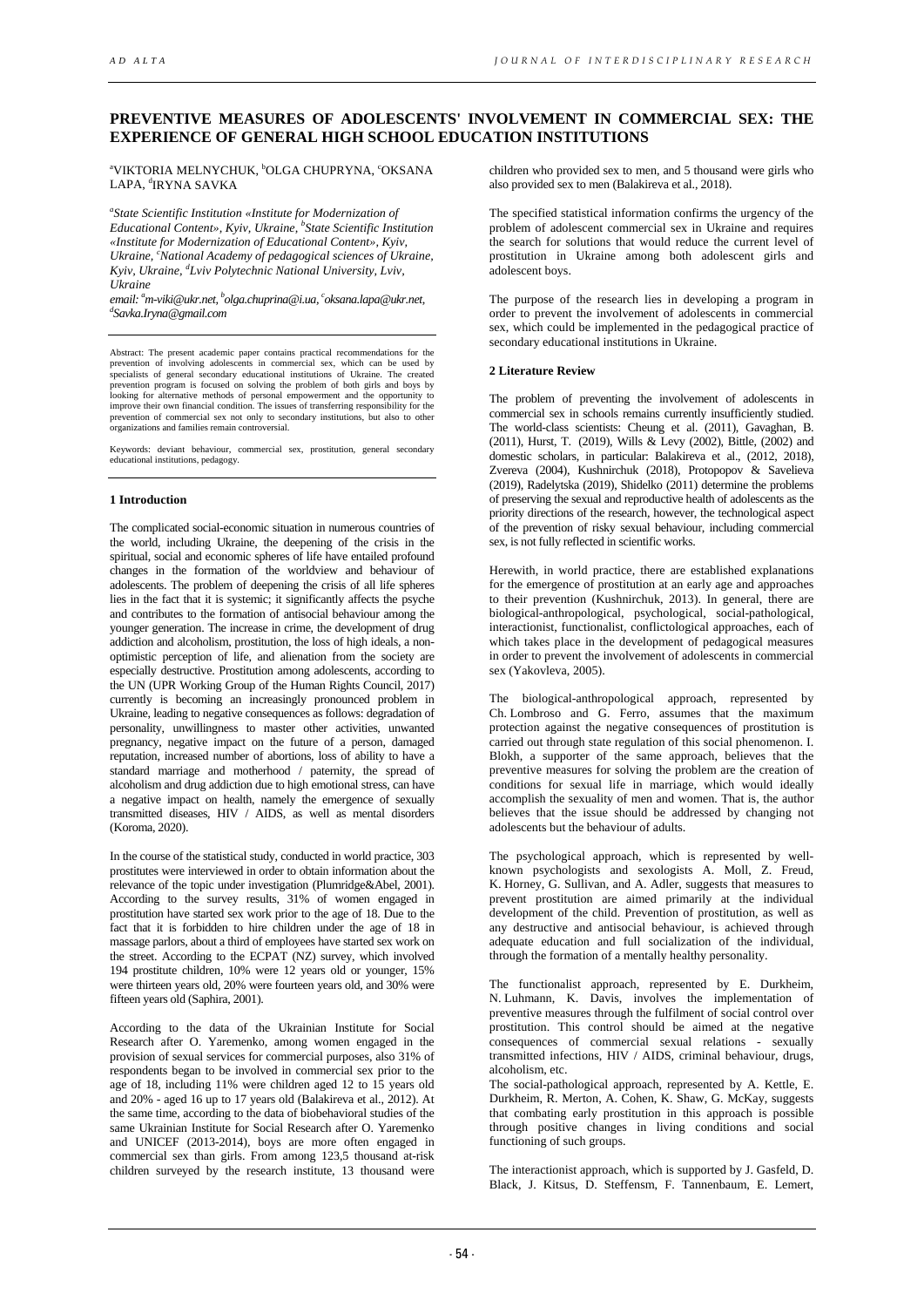# PREVENTIVE MEASURES OF ADOLESCENTS' INVOLVEMENT IN COMMERCIAL SEX: THE EXPERIENCE OF GENERAL HIGH SCHOOL EDUCATION INSTITUTIONS

[a]VIKTORIA MELNYCHUK, [b]OLGA CHUPRYNA, [c]OKSANA LAPA, [d]IRYNA SAVKA

*[a]State Scientific Institution «Institute for Modernization of Educational Content», Kyiv, Ukraine, [b]State Scientific Institution «Institute for Modernization of Educational Content», Kyiv, Ukraine, [c]National Academy of pedagogical sciences of Ukraine, Kyiv, Ukraine, [d]Lviv Polytechnic National University, Lviv, Ukraine*

*email: [a]m-viki@ukr.net, [b]olga.chuprina@i.ua, [c]oksana.lapa@ukr.net, [d]Savka.Iryna@gmail.com*

Abstract: The present academic paper contains practical recommendations for the prevention of involving adolescents in commercial sex, which can be used by specialists of general secondary educational institutions of Ukraine. The created prevention program is focused on solving the problem of both girls and boys by looking for alternative methods of personal empowerment and the opportunity to improve their own financial condition. The issues of transferring responsibility for the prevention of commercial sex not only to secondary institutions, but also to other organizations and families remain controversial.

Keywords: deviant behaviour, commercial sex, prostitution, general secondary educational institutions, pedagogy.

## 1 Introduction

The complicated social-economic situation in numerous countries of the world, including Ukraine, the deepening of the crisis in the spiritual, social and economic spheres of life have entailed profound changes in the formation of the worldview and behaviour of adolescents. The problem of deepening the crisis of all life spheres lies in the fact that it is systemic; it significantly affects the psyche and contributes to the formation of antisocial behaviour among the younger generation. The increase in crime, the development of drug addiction and alcoholism, prostitution, the loss of high ideals, a non-optimistic perception of life, and alienation from the society are especially destructive. Prostitution among adolescents, according to the UN (UPR Working Group of the Human Rights Council, 2017) currently is becoming an increasingly pronounced problem in Ukraine, leading to negative consequences as follows: degradation of personality, unwillingness to master other activities, unwanted pregnancy, negative impact on the future of a person, damaged reputation, increased number of abortions, loss of ability to have a standard marriage and motherhood / paternity, the spread of alcoholism and drug addiction due to high emotional stress, can have a negative impact on health, namely the emergence of sexually transmitted diseases, HIV / AIDS, as well as mental disorders (Koroma, 2020).

In the course of the statistical study, conducted in world practice, 303 prostitutes were interviewed in order to obtain information about the relevance of the topic under investigation (Plumridge&Abel, 2001). According to the survey results, 31% of women engaged in prostitution have started sex work prior to the age of 18. Due to the fact that it is forbidden to hire children under the age of 18 in massage parlors, about a third of employees have started sex work on the street. According to the ECPAT (NZ) survey, which involved 194 prostitute children, 10% were 12 years old or younger, 15% were thirteen years old, 20% were fourteen years old, and 30% were fifteen years old (Saphira, 2001).

According to the data of the Ukrainian Institute for Social Research after O. Yaremenko, among women engaged in the provision of sexual services for commercial purposes, also 31% of respondents began to be involved in commercial sex prior to the age of 18, including 11% were children aged 12 to 15 years old and 20% - aged 16 up to 17 years old (Balakireva et al., 2012). At the same time, according to the data of biobehavioral studies of the same Ukrainian Institute for Social Research after O. Yaremenko and UNICEF (2013-2014), boys are more often engaged in commercial sex than girls. From among 123,5 thousand at-risk children surveyed by the research institute, 13 thousand were children who provided sex to men, and 5 thousand were girls who also provided sex to men (Balakireva et al., 2018).

The specified statistical information confirms the urgency of the problem of adolescent commercial sex in Ukraine and requires the search for solutions that would reduce the current level of prostitution in Ukraine among both adolescent girls and adolescent boys.

The purpose of the research lies in developing a program in order to prevent the involvement of adolescents in commercial sex, which could be implemented in the pedagogical practice of secondary educational institutions in Ukraine.

## 2 Literature Review

The problem of preventing the involvement of adolescents in commercial sex in schools remains currently insufficiently studied. The world-class scientists: Cheung et al. (2011), Gavaghan, B. (2011), Hurst, T. (2019), Wills & Levy (2002), Bittle, (2002) and domestic scholars, in particular: Balakireva et al., (2012, 2018), Zvereva (2004), Kushnirchuk (2018), Protopopov & Savelieva (2019), Radelytska (2019), Shidelko (2011) determine the problems of preserving the sexual and reproductive health of adolescents as the priority directions of the research, however, the technological aspect of the prevention of risky sexual behaviour, including commercial sex, is not fully reflected in scientific works.

Herewith, in world practice, there are established explanations for the emergence of prostitution at an early age and approaches to their prevention (Kushnirchuk, 2013). In general, there are biological-anthropological, psychological, social-pathological, interactionist, functionalist, conflictological approaches, each of which takes place in the development of pedagogical measures in order to prevent the involvement of adolescents in commercial sex (Yakovleva, 2005).

The biological-anthropological approach, represented by Ch. Lombroso and G. Ferro, assumes that the maximum protection against the negative consequences of prostitution is carried out through state regulation of this social phenomenon. I. Blokh, a supporter of the same approach, believes that the preventive measures for solving the problem are the creation of conditions for sexual life in marriage, which would ideally accomplish the sexuality of men and women. That is, the author believes that the issue should be addressed by changing not adolescents but the behaviour of adults.

The psychological approach, which is represented by well-known psychologists and sexologists A. Moll, Z. Freud, K. Horney, G. Sullivan, and A. Adler, suggests that measures to prevent prostitution are aimed primarily at the individual development of the child. Prevention of prostitution, as well as any destructive and antisocial behaviour, is achieved through adequate education and full socialization of the individual, through the formation of a mentally healthy personality.

The functionalist approach, represented by E. Durkheim, N. Luhmann, K. Davis, involves the implementation of preventive measures through the fulfilment of social control over prostitution. This control should be aimed at the negative consequences of commercial sexual relations - sexually transmitted infections, HIV / AIDS, criminal behaviour, drugs, alcoholism, etc.

The social-pathological approach, represented by A. Kettle, E. Durkheim, R. Merton, A. Cohen, K. Shaw, G. McKay, suggests that combating early prostitution in this approach is possible through positive changes in living conditions and social functioning of such groups.

The interactionist approach, which is supported by J. Gasfeld, D. Black, J. Kitsus, D. Steffensm, F. Tannenbaum, E. Lemert,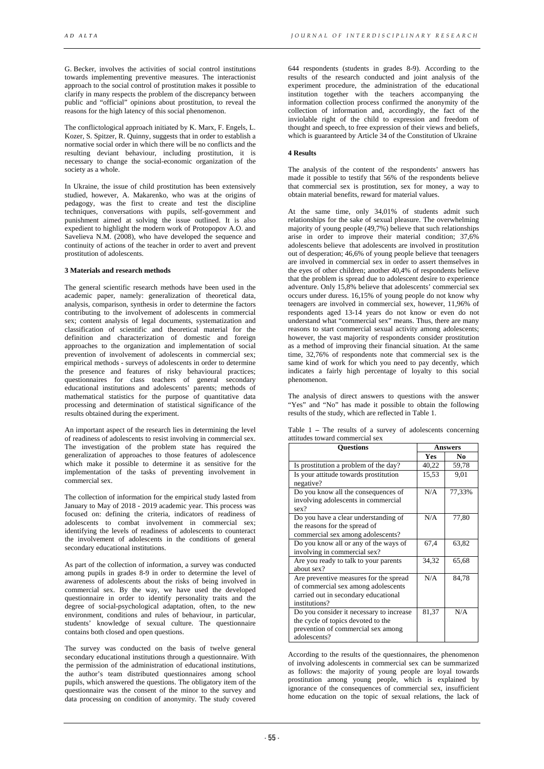G. Becker, involves the activities of social control institutions towards implementing preventive measures. The interactionist approach to the social control of prostitution makes it possible to clarify in many respects the problem of the discrepancy between public and "official" opinions about prostitution, to reveal the reasons for the high latency of this social phenomenon.

The conflictological approach initiated by K. Marx, F. Engels, L. Kozer, S. Spitzer, R. Quinny, suggests that in order to establish a normative social order in which there will be no conflicts and the resulting deviant behaviour, including prostitution, it is necessary to change the social-economic organization of the society as a whole.

In Ukraine, the issue of child prostitution has been extensively studied, however, A. Makarenko, who was at the origins of pedagogy, was the first to create and test the discipline techniques, conversations with pupils, self-government and punishment aimed at solving the issue outlined. It is also expedient to highlight the modern work of Protopopov A.O. and Savelieva N.M. (2008), who have developed the sequence and continuity of actions of the teacher in order to avert and prevent prostitution of adolescents.

## 3 Materials and research methods

The general scientific research methods have been used in the academic paper, namely: generalization of theoretical data, analysis, comparison, synthesis in order to determine the factors contributing to the involvement of adolescents in commercial sex; content analysis of legal documents, systematization and classification of scientific and theoretical material for the definition and characterization of domestic and foreign approaches to the organization and implementation of social prevention of involvement of adolescents in commercial sex; empirical methods - surveys of adolescents in order to determine the presence and features of risky behavioural practices; questionnaires for class teachers of general secondary educational institutions and adolescents' parents; methods of mathematical statistics for the purpose of quantitative data processing and determination of statistical significance of the results obtained during the experiment.

An important aspect of the research lies in determining the level of readiness of adolescents to resist involving in commercial sex. The investigation of the problem state has required the generalization of approaches to those features of adolescence which make it possible to determine it as sensitive for the implementation of the tasks of preventing involvement in commercial sex.

The collection of information for the empirical study lasted from January to May of 2018 - 2019 academic year. This process was focused on: defining the criteria, indicators of readiness of adolescents to combat involvement in commercial sex; identifying the levels of readiness of adolescents to counteract the involvement of adolescents in the conditions of general secondary educational institutions.

As part of the collection of information, a survey was conducted among pupils in grades 8-9 in order to determine the level of awareness of adolescents about the risks of being involved in commercial sex. By the way, we have used the developed questionnaire in order to identify personality traits and the degree of social-psychological adaptation, often, to the new environment, conditions and rules of behaviour, in particular, students' knowledge of sexual culture. The questionnaire contains both closed and open questions.

The survey was conducted on the basis of twelve general secondary educational institutions through a questionnaire. With the permission of the administration of educational institutions, the author's team distributed questionnaires among school pupils, which answered the questions. The obligatory item of the questionnaire was the consent of the minor to the survey and data processing on condition of anonymity. The study covered 644 respondents (students in grades 8-9). According to the results of the research conducted and joint analysis of the experiment procedure, the administration of the educational institution together with the teachers accompanying the information collection process confirmed the anonymity of the collection of information and, accordingly, the fact of the inviolable right of the child to expression and freedom of thought and speech, to free expression of their views and beliefs, which is guaranteed by Article 34 of the Constitution of Ukraine

## 4 Results

The analysis of the content of the respondents' answers has made it possible to testify that 56% of the respondents believe that commercial sex is prostitution, sex for money, a way to obtain material benefits, reward for material values.

At the same time, only 34,01% of students admit such relationships for the sake of sexual pleasure. The overwhelming majority of young people (49,7%) believe that such relationships arise in order to improve their material condition; 37,6% adolescents believe that adolescents are involved in prostitution out of desperation; 46,6% of young people believe that teenagers are involved in commercial sex in order to assert themselves in the eyes of other children; another 40,4% of respondents believe that the problem is spread due to adolescent desire to experience adventure. Only 15,8% believe that adolescents' commercial sex occurs under duress. 16,15% of young people do not know why teenagers are involved in commercial sex, however, 11,96% of respondents aged 13-14 years do not know or even do not understand what "commercial sex" means. Thus, there are many reasons to start commercial sexual activity among adolescents; however, the vast majority of respondents consider prostitution as a method of improving their financial situation. At the same time, 32,76% of respondents note that commercial sex is the same kind of work for which you need to pay decently, which indicates a fairly high percentage of loyalty to this social phenomenon.

The analysis of direct answers to questions with the answer "Yes" and "No" has made it possible to obtain the following results of the study, which are reflected in Table 1.

Table 1 – The results of a survey of adolescents concerning attitudes toward commercial sex

| Questions | Answers | |
|---|---|---|
| | Yes | No |
| Is prostitution a problem of the day? | 40,22 | 59,78 |
| Is your attitude towards prostitution negative? | 15,53 | 9,01 |
| Do you know all the consequences of involving adolescents in commercial sex? | N/A | 77,33% |
| Do you have a clear understanding of the reasons for the spread of commercial sex among adolescents? | N/A | 77,80 |
| Do you know all or any of the ways of involving in commercial sex? | 67,4 | 63,82 |
| Are you ready to talk to your parents about sex? | 34,32 | 65,68 |
| Are preventive measures for the spread of commercial sex among adolescents carried out in secondary educational institutions? | N/A | 84,78 |
| Do you consider it necessary to increase the cycle of topics devoted to the prevention of commercial sex among adolescents? | 81,37 | N/A |

According to the results of the questionnaires, the phenomenon of involving adolescents in commercial sex can be summarized as follows: the majority of young people are loyal towards prostitution among young people, which is explained by ignorance of the consequences of commercial sex, insufficient home education on the topic of sexual relations, the lack of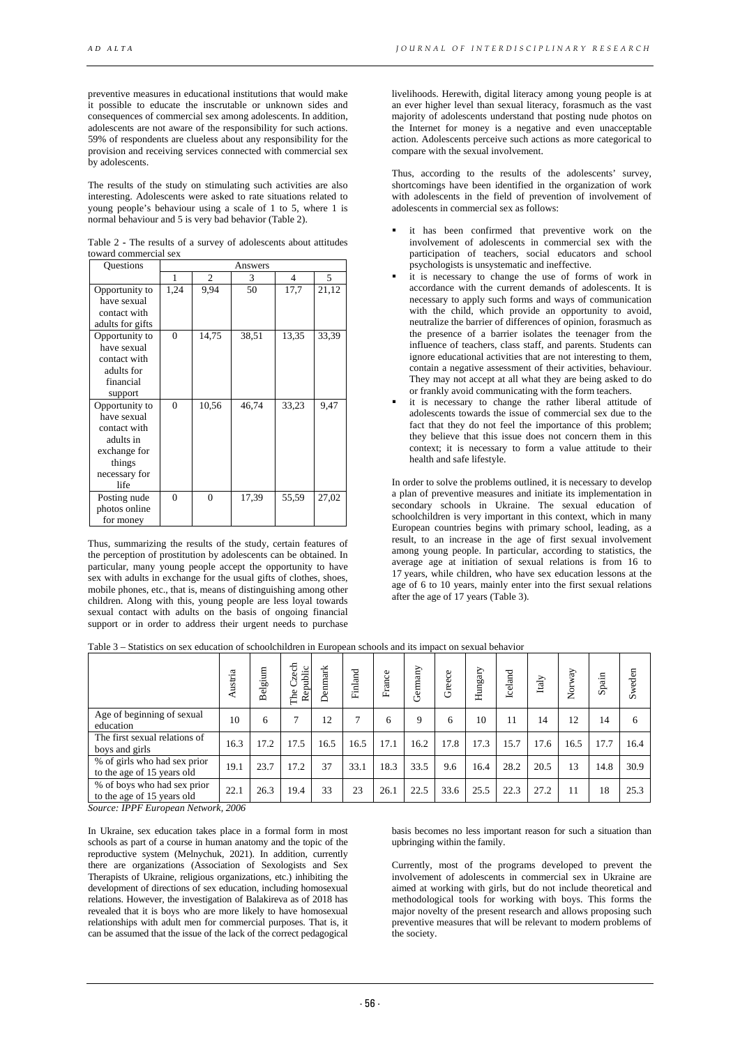preventive measures in educational institutions that would make it possible to educate the inscrutable or unknown sides and consequences of commercial sex among adolescents. In addition, adolescents are not aware of the responsibility for such actions. 59% of respondents are clueless about any responsibility for the provision and receiving services connected with commercial sex by adolescents.

The results of the study on stimulating such activities are also interesting. Adolescents were asked to rate situations related to young people's behaviour using a scale of 1 to 5, where 1 is normal behaviour and 5 is very bad behavior (Table 2).

Table 2 - The results of a survey of adolescents about attitudes toward commercial sex

| Questions | Answers | | | | |
|---|---|---|---|---|---|
| | 1 | 2 | 3 | 4 | 5 |
| Opportunity to have sexual contact with adults for gifts | 1,24 | 9,94 | 50 | 17,7 | 21,12 |
| Opportunity to have sexual contact with adults for financial support | 0 | 14,75 | 38,51 | 13,35 | 33,39 |
| Opportunity to have sexual contact with adults in exchange for things necessary for life | 0 | 10,56 | 46,74 | 33,23 | 9,47 |
| Posting nude photos online for money | 0 | 0 | 17,39 | 55,59 | 27,02 |

Thus, summarizing the results of the study, certain features of the perception of prostitution by adolescents can be obtained. In particular, many young people accept the opportunity to have sex with adults in exchange for the usual gifts of clothes, shoes, mobile phones, etc., that is, means of distinguishing among other children. Along with this, young people are less loyal towards sexual contact with adults on the basis of ongoing financial support or in order to address their urgent needs to purchase livelihoods. Herewith, digital literacy among young people is at an ever higher level than sexual literacy, forasmuch as the vast majority of adolescents understand that posting nude photos on the Internet for money is a negative and even unacceptable action. Adolescents perceive such actions as more categorical to compare with the sexual involvement.

Thus, according to the results of the adolescents' survey, shortcomings have been identified in the organization of work with adolescents in the field of prevention of involvement of adolescents in commercial sex as follows:

- it has been confirmed that preventive work on the involvement of adolescents in commercial sex with the participation of teachers, social educators and school psychologists is unsystematic and ineffective.
- it is necessary to change the use of forms of work in accordance with the current demands of adolescents. It is necessary to apply such forms and ways of communication with the child, which provide an opportunity to avoid, neutralize the barrier of differences of opinion, forasmuch as the presence of a barrier isolates the teenager from the influence of teachers, class staff, and parents. Students can ignore educational activities that are not interesting to them, contain a negative assessment of their activities, behaviour. They may not accept at all what they are being asked to do or frankly avoid communicating with the form teachers.
- it is necessary to change the rather liberal attitude of adolescents towards the issue of commercial sex due to the fact that they do not feel the importance of this problem; they believe that this issue does not concern them in this context; it is necessary to form a value attitude to their health and safe lifestyle.

In order to solve the problems outlined, it is necessary to develop a plan of preventive measures and initiate its implementation in secondary schools in Ukraine. The sexual education of schoolchildren is very important in this context, which in many European countries begins with primary school, leading, as a result, to an increase in the age of first sexual involvement among young people. In particular, according to statistics, the average age at initiation of sexual relations is from 16 to 17 years, while children, who have sex education lessons at the age of 6 to 10 years, mainly enter into the first sexual relations after the age of 17 years (Table 3).

Table 3 – Statistics on sex education of schoolchildren in European schools and its impact on sexual behavior

| | Austria | Belgium | The Czech Republic | Denmark | Finland | France | Germany | Greece | Hungary | Iceland | Italy | Norway | Spain | Sweden |
|---|---|---|---|---|---|---|---|---|---|---|---|---|---|---|
| Age of beginning of sexual education | 10 | 6 | 7 | 12 | 7 | 6 | 9 | 6 | 10 | 11 | 14 | 12 | 14 | 6 |
| The first sexual relations of boys and girls | 16.3 | 17.2 | 17.5 | 16.5 | 16.5 | 17.1 | 16.2 | 17.8 | 17.3 | 15.7 | 17.6 | 16.5 | 17.7 | 16.4 |
| % of girls who had sex prior to the age of 15 years old | 19.1 | 23.7 | 17.2 | 37 | 33.1 | 18.3 | 33.5 | 9.6 | 16.4 | 28.2 | 20.5 | 13 | 14.8 | 30.9 |
| % of boys who had sex prior to the age of 15 years old | 22.1 | 26.3 | 19.4 | 33 | 23 | 26.1 | 22.5 | 33.6 | 25.5 | 22.3 | 27.2 | 11 | 18 | 25.3 |

*Source: IPPF European Network, 2006*

In Ukraine, sex education takes place in a formal form in most schools as part of a course in human anatomy and the topic of the reproductive system (Melnychuk, 2021). In addition, currently there are organizations (Association of Sexologists and Sex Therapists of Ukraine, religious organizations, etc.) inhibiting the development of directions of sex education, including homosexual relations. However, the investigation of Balakireva as of 2018 has revealed that it is boys who are more likely to have homosexual relationships with adult men for commercial purposes. That is, it can be assumed that the issue of the lack of the correct pedagogical basis becomes no less important reason for such a situation than upbringing within the family.

Currently, most of the programs developed to prevent the involvement of adolescents in commercial sex in Ukraine are aimed at working with girls, but do not include theoretical and methodological tools for working with boys. This forms the major novelty of the present research and allows proposing such preventive measures that will be relevant to modern problems of the society.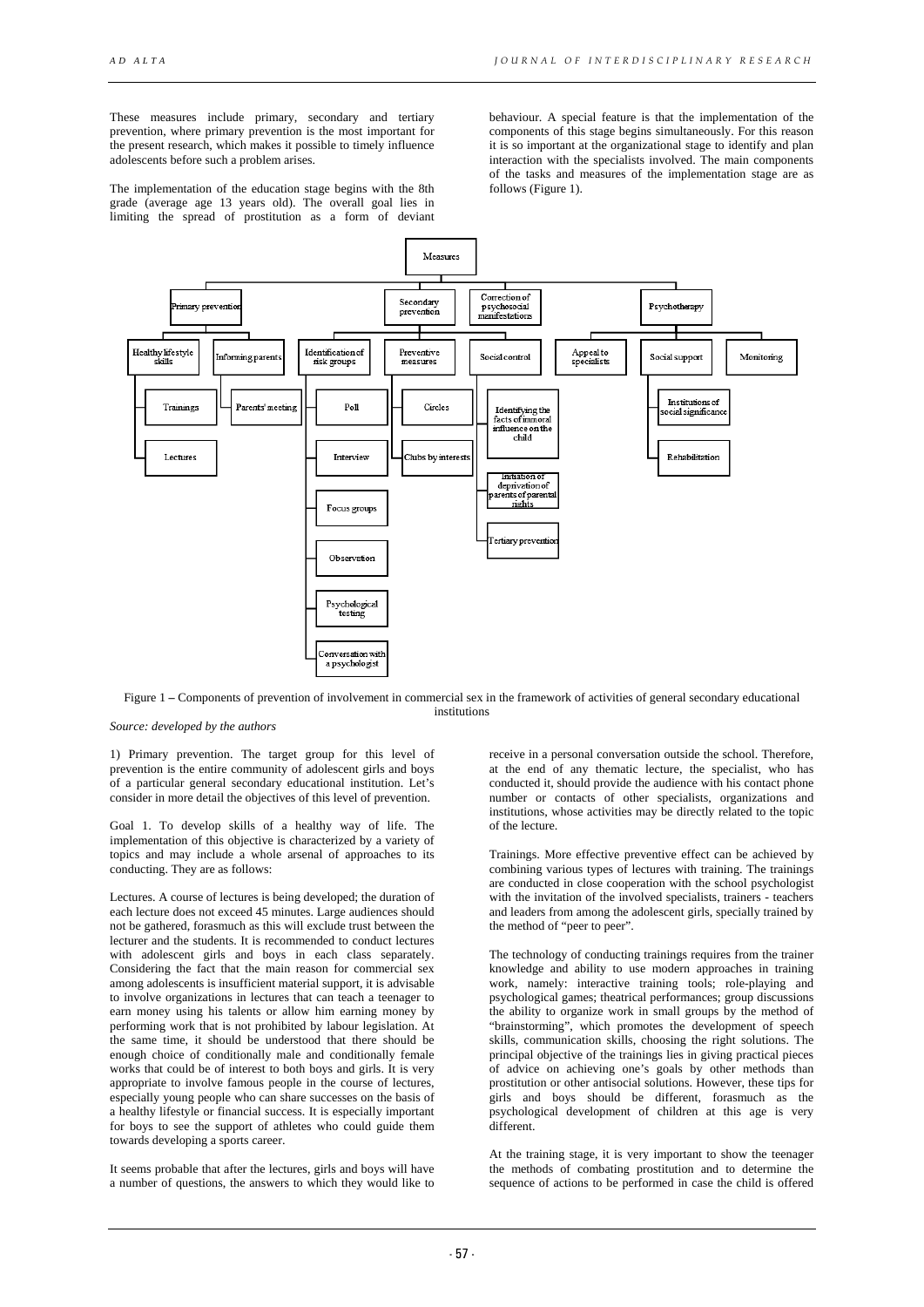These measures include primary, secondary and tertiary prevention, where primary prevention is the most important for the present research, which makes it possible to timely influence adolescents before such a problem arises.

The implementation of the education stage begins with the 8th grade (average age 13 years old). The overall goal lies in limiting the spread of prostitution as a form of deviant behaviour. A special feature is that the implementation of the components of this stage begins simultaneously. For this reason it is so important at the organizational stage to identify and plan interaction with the specialists involved. The main components of the tasks and measures of the implementation stage are as follows (Figure 1).

Figure 1 – Components of prevention of involvement in commercial sex in the framework of activities of general secondary educational institutions

*Source: developed by the authors*

1) Primary prevention. The target group for this level of prevention is the entire community of adolescent girls and boys of a particular general secondary educational institution. Let's consider in more detail the objectives of this level of prevention.

Goal 1. To develop skills of a healthy way of life. The implementation of this objective is characterized by a variety of topics and may include a whole arsenal of approaches to its conducting. They are as follows:

Lectures. A course of lectures is being developed; the duration of each lecture does not exceed 45 minutes. Large audiences should not be gathered, forasmuch as this will exclude trust between the lecturer and the students. It is recommended to conduct lectures with adolescent girls and boys in each class separately. Considering the fact that the main reason for commercial sex among adolescents is insufficient material support, it is advisable to involve organizations in lectures that can teach a teenager to earn money using his talents or allow him earning money by performing work that is not prohibited by labour legislation. At the same time, it should be understood that there should be enough choice of conditionally male and conditionally female works that could be of interest to both boys and girls. It is very appropriate to involve famous people in the course of lectures, especially young people who can share successes on the basis of a healthy lifestyle or financial success. It is especially important for boys to see the support of athletes who could guide them towards developing a sports career.

It seems probable that after the lectures, girls and boys will have a number of questions, the answers to which they would like to receive in a personal conversation outside the school. Therefore, at the end of any thematic lecture, the specialist, who has conducted it, should provide the audience with his contact phone number or contacts of other specialists, organizations and institutions, whose activities may be directly related to the topic of the lecture.

Trainings. More effective preventive effect can be achieved by combining various types of lectures with training. The trainings are conducted in close cooperation with the school psychologist with the invitation of the involved specialists, trainers - teachers and leaders from among the adolescent girls, specially trained by the method of "peer to peer".

The technology of conducting trainings requires from the trainer knowledge and ability to use modern approaches in training work, namely: interactive training tools; role-playing and psychological games; theatrical performances; group discussions the ability to organize work in small groups by the method of "brainstorming", which promotes the development of speech skills, communication skills, choosing the right solutions. The principal objective of the trainings lies in giving practical pieces of advice on achieving one's goals by other methods than prostitution or other antisocial solutions. However, these tips for girls and boys should be different, forasmuch as the psychological development of children at this age is very different.

At the training stage, it is very important to show the teenager the methods of combating prostitution and to determine the sequence of actions to be performed in case the child is offered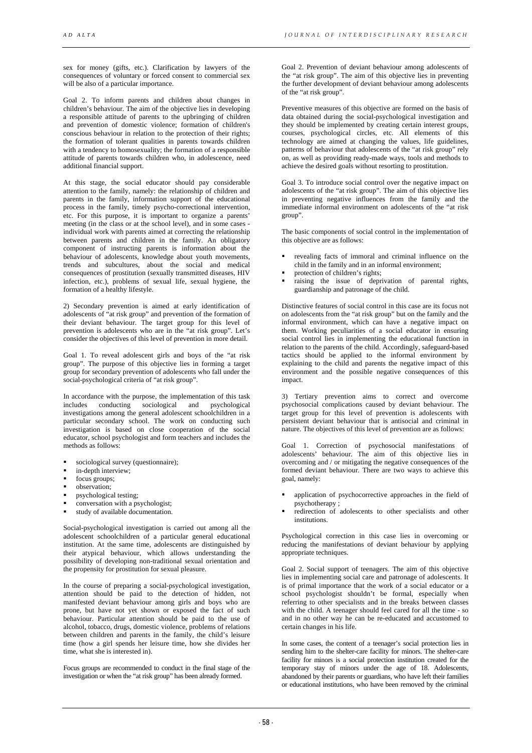sex for money (gifts, etc.). Clarification by lawyers of the consequences of voluntary or forced consent to commercial sex will be also of a particular importance.

Goal 2. To inform parents and children about changes in children's behaviour. The aim of the objective lies in developing a responsible attitude of parents to the upbringing of children and prevention of domestic violence; formation of children's conscious behaviour in relation to the protection of their rights; the formation of tolerant qualities in parents towards children with a tendency to homosexuality; the formation of a responsible attitude of parents towards children who, in adolescence, need additional financial support.

At this stage, the social educator should pay considerable attention to the family, namely: the relationship of children and parents in the family, information support of the educational process in the family, timely psycho-correctional intervention, etc. For this purpose, it is important to organize a parents' meeting (in the class or at the school level), and in some cases - individual work with parents aimed at correcting the relationship between parents and children in the family. An obligatory component of instructing parents is information about the behaviour of adolescents, knowledge about youth movements, trends and subcultures, about the social and medical consequences of prostitution (sexually transmitted diseases, HIV infection, etc.), problems of sexual life, sexual hygiene, the formation of a healthy lifestyle.

2) Secondary prevention is aimed at early identification of adolescents of "at risk group" and prevention of the formation of their deviant behaviour. The target group for this level of prevention is adolescents who are in the "at risk group". Let's consider the objectives of this level of prevention in more detail.

Goal 1. To reveal adolescent girls and boys of the "at risk group". The purpose of this objective lies in forming a target group for secondary prevention of adolescents who fall under the social-psychological criteria of "at risk group".

In accordance with the purpose, the implementation of this task includes conducting sociological and psychological investigations among the general adolescent schoolchildren in a particular secondary school. The work on conducting such investigation is based on close cooperation of the social educator, school psychologist and form teachers and includes the methods as follows:

- sociological survey (questionnaire);
- in-depth interview;
- focus groups;
- observation;
- psychological testing;
- conversation with a psychologist;
- study of available documentation.

Social-psychological investigation is carried out among all the adolescent schoolchildren of a particular general educational institution. At the same time, adolescents are distinguished by their atypical behaviour, which allows understanding the possibility of developing non-traditional sexual orientation and the propensity for prostitution for sexual pleasure.

In the course of preparing a social-psychological investigation, attention should be paid to the detection of hidden, not manifested deviant behaviour among girls and boys who are prone, but have not yet shown or exposed the fact of such behaviour. Particular attention should be paid to the use of alcohol, tobacco, drugs, domestic violence, problems of relations between children and parents in the family, the child's leisure time (how a girl spends her leisure time, how she divides her time, what she is interested in).

Focus groups are recommended to conduct in the final stage of the investigation or when the "at risk group" has been already formed.

Goal 2. Prevention of deviant behaviour among adolescents of the "at risk group". The aim of this objective lies in preventing the further development of deviant behaviour among adolescents of the "at risk group".

Preventive measures of this objective are formed on the basis of data obtained during the social-psychological investigation and they should be implemented by creating certain interest groups, courses, psychological circles, etc. All elements of this technology are aimed at changing the values, life guidelines, patterns of behaviour that adolescents of the "at risk group" rely on, as well as providing ready-made ways, tools and methods to achieve the desired goals without resorting to prostitution.

Goal 3. To introduce social control over the negative impact on adolescents of the "at risk group". The aim of this objective lies in preventing negative influences from the family and the immediate informal environment on adolescents of the "at risk group".

The basic components of social control in the implementation of this objective are as follows:

- revealing facts of immoral and criminal influence on the child in the family and in an informal environment;
- protection of children's rights;
- raising the issue of deprivation of parental rights, guardianship and patronage of the child.

Distinctive features of social control in this case are its focus not on adolescents from the "at risk group" but on the family and the informal environment, which can have a negative impact on them. Working peculiarities of a social educator in ensuring social control lies in implementing the educational function in relation to the parents of the child. Accordingly, safeguard-based tactics should be applied to the informal environment by explaining to the child and parents the negative impact of this environment and the possible negative consequences of this impact.

3) Tertiary prevention aims to correct and overcome psychosocial complications caused by deviant behaviour. The target group for this level of prevention is adolescents with persistent deviant behaviour that is antisocial and criminal in nature. The objectives of this level of prevention are as follows:

Goal 1. Correction of psychosocial manifestations of adolescents' behaviour. The aim of this objective lies in overcoming and / or mitigating the negative consequences of the formed deviant behaviour. There are two ways to achieve this goal, namely:

- application of psychocorrective approaches in the field of psychotherapy ;
- redirection of adolescents to other specialists and other institutions.

Psychological correction in this case lies in overcoming or reducing the manifestations of deviant behaviour by applying appropriate techniques.

Goal 2. Social support of teenagers. The aim of this objective lies in implementing social care and patronage of adolescents. It is of primal importance that the work of a social educator or a school psychologist shouldn't be formal, especially when referring to other specialists and in the breaks between classes with the child. A teenager should feel cared for all the time - so and in no other way he can be re-educated and accustomed to certain changes in his life.

In some cases, the content of a teenager's social protection lies in sending him to the shelter-care facility for minors. The shelter-care facility for minors is a social protection institution created for the temporary stay of minors under the age of 18. Adolescents, abandoned by their parents or guardians, who have left their families or educational institutions, who have been removed by the criminal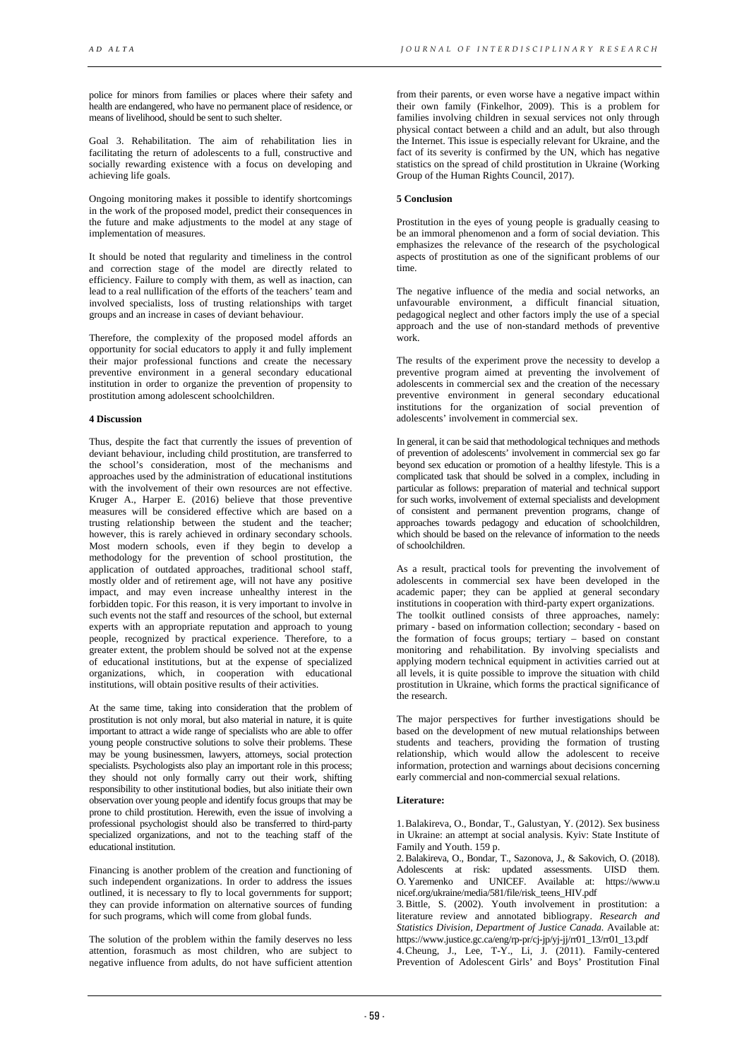police for minors from families or places where their safety and health are endangered, who have no permanent place of residence, or means of livelihood, should be sent to such shelter.

Goal 3. Rehabilitation. The aim of rehabilitation lies in facilitating the return of adolescents to a full, constructive and socially rewarding existence with a focus on developing and achieving life goals.

Ongoing monitoring makes it possible to identify shortcomings in the work of the proposed model, predict their consequences in the future and make adjustments to the model at any stage of implementation of measures.

It should be noted that regularity and timeliness in the control and correction stage of the model are directly related to efficiency. Failure to comply with them, as well as inaction, can lead to a real nullification of the efforts of the teachers' team and involved specialists, loss of trusting relationships with target groups and an increase in cases of deviant behaviour.

Therefore, the complexity of the proposed model affords an opportunity for social educators to apply it and fully implement their major professional functions and create the necessary preventive environment in a general secondary educational institution in order to organize the prevention of propensity to prostitution among adolescent schoolchildren.

## 4 Discussion

Thus, despite the fact that currently the issues of prevention of deviant behaviour, including child prostitution, are transferred to the school's consideration, most of the mechanisms and approaches used by the administration of educational institutions with the involvement of their own resources are not effective. Kruger A., Harper E. (2016) believe that those preventive measures will be considered effective which are based on a trusting relationship between the student and the teacher; however, this is rarely achieved in ordinary secondary schools. Most modern schools, even if they begin to develop a methodology for the prevention of school prostitution, the application of outdated approaches, traditional school staff, mostly older and of retirement age, will not have any positive impact, and may even increase unhealthy interest in the forbidden topic. For this reason, it is very important to involve in such events not the staff and resources of the school, but external experts with an appropriate reputation and approach to young people, recognized by practical experience. Therefore, to a greater extent, the problem should be solved not at the expense of educational institutions, but at the expense of specialized organizations, which, in cooperation with educational institutions, will obtain positive results of their activities.

At the same time, taking into consideration that the problem of prostitution is not only moral, but also material in nature, it is quite important to attract a wide range of specialists who are able to offer young people constructive solutions to solve their problems. These may be young businessmen, lawyers, attorneys, social protection specialists. Psychologists also play an important role in this process; they should not only formally carry out their work, shifting responsibility to other institutional bodies, but also initiate their own observation over young people and identify focus groups that may be prone to child prostitution. Herewith, even the issue of involving a professional psychologist should also be transferred to third-party specialized organizations, and not to the teaching staff of the educational institution.

Financing is another problem of the creation and functioning of such independent organizations. In order to address the issues outlined, it is necessary to fly to local governments for support; they can provide information on alternative sources of funding for such programs, which will come from global funds.

The solution of the problem within the family deserves no less attention, forasmuch as most children, who are subject to negative influence from adults, do not have sufficient attention from their parents, or even worse have a negative impact within their own family (Finkelhor, 2009). This is a problem for families involving children in sexual services not only through physical contact between a child and an adult, but also through the Internet. This issue is especially relevant for Ukraine, and the fact of its severity is confirmed by the UN, which has negative statistics on the spread of child prostitution in Ukraine (Working Group of the Human Rights Council, 2017).

## 5 Conclusion

Prostitution in the eyes of young people is gradually ceasing to be an immoral phenomenon and a form of social deviation. This emphasizes the relevance of the research of the psychological aspects of prostitution as one of the significant problems of our time.

The negative influence of the media and social networks, an unfavourable environment, a difficult financial situation, pedagogical neglect and other factors imply the use of a special approach and the use of non-standard methods of preventive work.

The results of the experiment prove the necessity to develop a preventive program aimed at preventing the involvement of adolescents in commercial sex and the creation of the necessary preventive environment in general secondary educational institutions for the organization of social prevention of adolescents' involvement in commercial sex.

In general, it can be said that methodological techniques and methods of prevention of adolescents' involvement in commercial sex go far beyond sex education or promotion of a healthy lifestyle. This is a complicated task that should be solved in a complex, including in particular as follows: preparation of material and technical support for such works, involvement of external specialists and development of consistent and permanent prevention programs, change of approaches towards pedagogy and education of schoolchildren, which should be based on the relevance of information to the needs of schoolchildren.

As a result, practical tools for preventing the involvement of adolescents in commercial sex have been developed in the academic paper; they can be applied at general secondary institutions in cooperation with third-party expert organizations. The toolkit outlined consists of three approaches, namely: primary - based on information collection; secondary - based on the formation of focus groups; tertiary – based on constant monitoring and rehabilitation. By involving specialists and applying modern technical equipment in activities carried out at all levels, it is quite possible to improve the situation with child prostitution in Ukraine, which forms the practical significance of the research.

The major perspectives for further investigations should be based on the development of new mutual relationships between students and teachers, providing the formation of trusting relationship, which would allow the adolescent to receive information, protection and warnings about decisions concerning early commercial and non-commercial sexual relations.

**Literature:**

1. Balakireva, O., Bondar, T., Galustyan, Y. (2012). Sex business in Ukraine: an attempt at social analysis. Kyiv: State Institute of Family and Youth. 159 p.
2. Balakireva, O., Bondar, T., Sazonova, J., & Sakovich, O. (2018). Adolescents at risk: updated assessments. UISD them. O. Yaremenko and UNICEF. Available at: https://www.unicef.org/ukraine/media/581/file/risk_teens_HIV.pdf
3. Bittle, S. (2002). Youth involvement in prostitution: a literature review and annotated bibliograpy. *Research and Statistics Division, Department of Justice Canada*. Available at: https://www.justice.gc.ca/eng/rp-pr/cj-jp/yj-jj/rr01_13/rr01_13.pdf
4. Cheung, J., Lee, T-Y., Li, J. (2011). Family-centered Prevention of Adolescent Girls' and Boys' Prostitution Final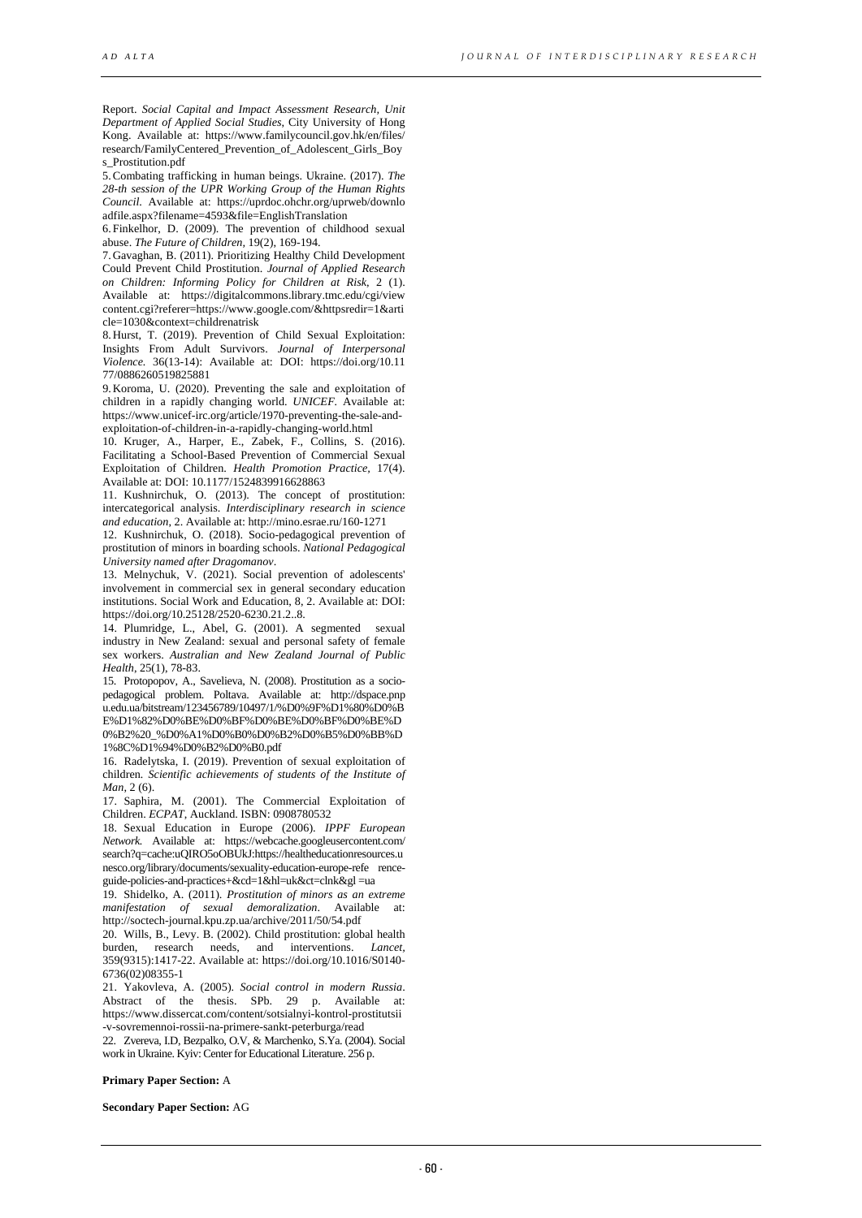Report. *Social Capital and Impact Assessment Research, Unit Department of Applied Social Studies*, City University of Hong Kong. Available at: https://www.familycouncil.gov.hk/en/files/research/FamilyCentered_Prevention_of_Adolescent_Girls_Boys_Prostitution.pdf

5. Combating trafficking in human beings. Ukraine. (2017). *The 28-th session of the UPR Working Group of the Human Rights Council.* Available at: https://uprdoc.ohchr.org/uprweb/downloadfile.aspx?filename=4593&file=EnglishTranslation

6. Finkelhor, D. (2009). The prevention of childhood sexual abuse. *The Future of Children*, 19(2), 169-194.

7. Gavaghan, B. (2011). Prioritizing Healthy Child Development Could Prevent Child Prostitution. *Journal of Applied Research on Children: Informing Policy for Children at Risk*, 2 (1). Available at: https://digitalcommons.library.tmc.edu/cgi/viewcontent.cgi?referer=https://www.google.com/&httpsredir=1&article=1030&context=childrenatrisk

8. Hurst, T. (2019). Prevention of Child Sexual Exploitation: Insights From Adult Survivors. *Journal of Interpersonal Violence.* 36(13-14): Available at: DOI: https://doi.org/10.1177/0886260519825881

9. Koroma, U. (2020). Preventing the sale and exploitation of children in a rapidly changing world. *UNICEF.* Available at: https://www.unicef-irc.org/article/1970-preventing-the-sale-and-exploitation-of-children-in-a-rapidly-changing-world.html

10. Kruger, A., Harper, E., Zabek, F., Collins, S. (2016). Facilitating a School-Based Prevention of Commercial Sexual Exploitation of Children. *Health Promotion Practice*, 17(4). Available at: DOI: 10.1177/1524839916628863

11. Kushnirchuk, O. (2013). The concept of prostitution: intercategorical analysis. *Interdisciplinary research in science and education*, 2. Available at: http://mino.esrae.ru/160-1271

12. Kushnirchuk, O. (2018). Socio-pedagogical prevention of prostitution of minors in boarding schools. *National Pedagogical University named after Dragomanov*.

13. Melnychuk, V. (2021). Social prevention of adolescents' involvement in commercial sex in general secondary education institutions. Social Work and Education, 8, 2. Available at: DOI: https://doi.org/10.25128/2520-6230.21.2..8.

14. Plumridge, L., Abel, G. (2001). A segmented sexual industry in New Zealand: sexual and personal safety of female sex workers. *Australian and New Zealand Journal of Public Health*, 25(1), 78-83.

15. Protopopov, A., Savelieva, N. (2008). Prostitution as a socio-pedagogical problem. Poltava. Available at: http://dspace.pnpu.edu.ua/bitstream/123456789/10497/1/%D0%9F%D1%80%D0%BE%D1%82%D0%BE%D0%BF%D0%BE%D0%BF%D0%BE%D0%B2%20_%D0%A1%D0%B0%D0%B2%D0%B5%D0%BB%D1%8C%D1%94%D0%B2%D0%B0.pdf

16. Radelytska, I. (2019). Prevention of sexual exploitation of children. *Scientific achievements of students of the Institute of Man*, 2 (6).

17. Saphira, M. (2001). The Commercial Exploitation of Children. *ECPAT*, Auckland. ISBN: 0908780532

18. Sexual Education in Europe (2006). *IPPF European Network.* Available at: https://webcache.googleusercontent.com/search?q=cache:uQIRO5oOBUkJ:https://healtheducationresources.unesco.org/library/documents/sexuality-education-europe-refe rence-guide-policies-and-practices+&cd=1&hl=uk&ct=clnk&gl =ua

19. Shidelko, A. (2011). *Prostitution of minors as an extreme manifestation of sexual demoralization*. Available at: http://soctech-journal.kpu.zp.ua/archive/2011/50/54.pdf

20. Wills, B., Levy. B. (2002). Child prostitution: global health burden, research needs, and interventions. *Lancet*, 359(9315):1417-22. Available at: https://doi.org/10.1016/S0140-6736(02)08355-1

21. Yakovleva, A. (2005). *Social control in modern Russia*. Abstract of the thesis. SPb. 29 p. Available at: https://www.dissercat.com/content/sotsialnyi-kontrol-prostitutsii-v-sovremennoi-rossii-na-primere-sankt-peterburga/read

22. Zvereva, I.D, Bezpalko, O.V, & Marchenko, S.Ya. (2004). Social work in Ukraine. Kyiv: Center for Educational Literature. 256 p.

**Primary Paper Section:** A

**Secondary Paper Section:** AG